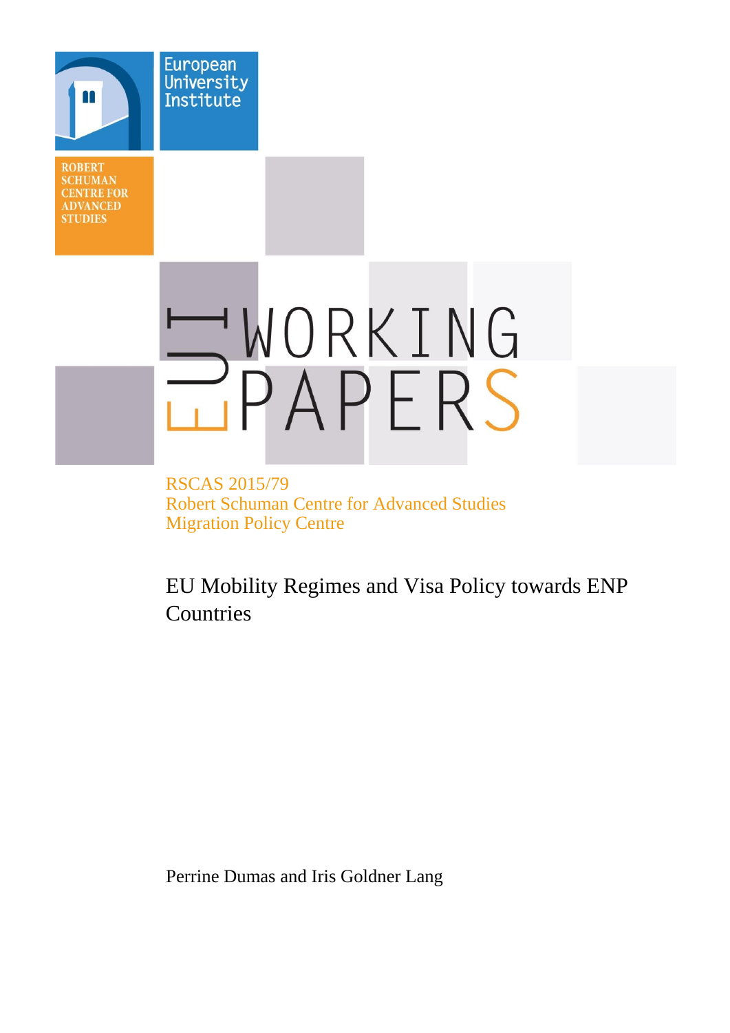European University Institute

ROBERT SCHUMAN CENTRE FOR ADVANCED STUDIES

EUI WORKING PAPERS

RSCAS 2015/79
Robert Schuman Centre for Advanced Studies
Migration Policy Centre

# EU Mobility Regimes and Visa Policy towards ENP Countries

Perrine Dumas and Iris Goldner Lang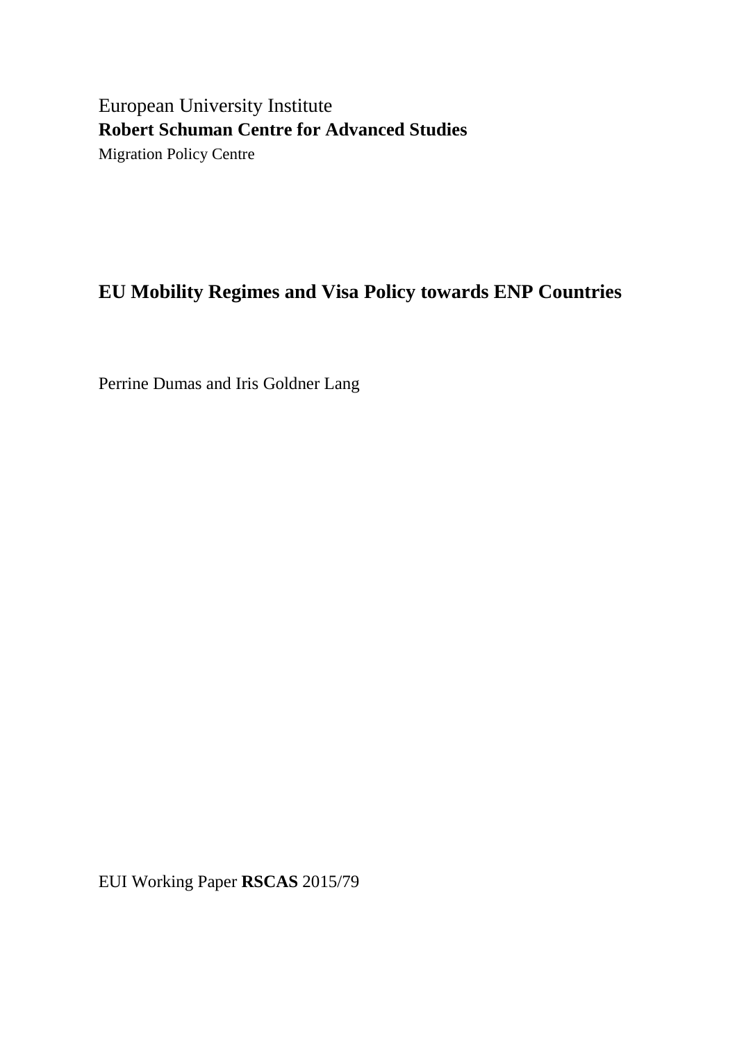European University Institute

**Robert Schuman Centre for Advanced Studies**

Migration Policy Centre

# EU Mobility Regimes and Visa Policy towards ENP Countries

Perrine Dumas and Iris Goldner Lang

EUI Working Paper **RSCAS** 2015/79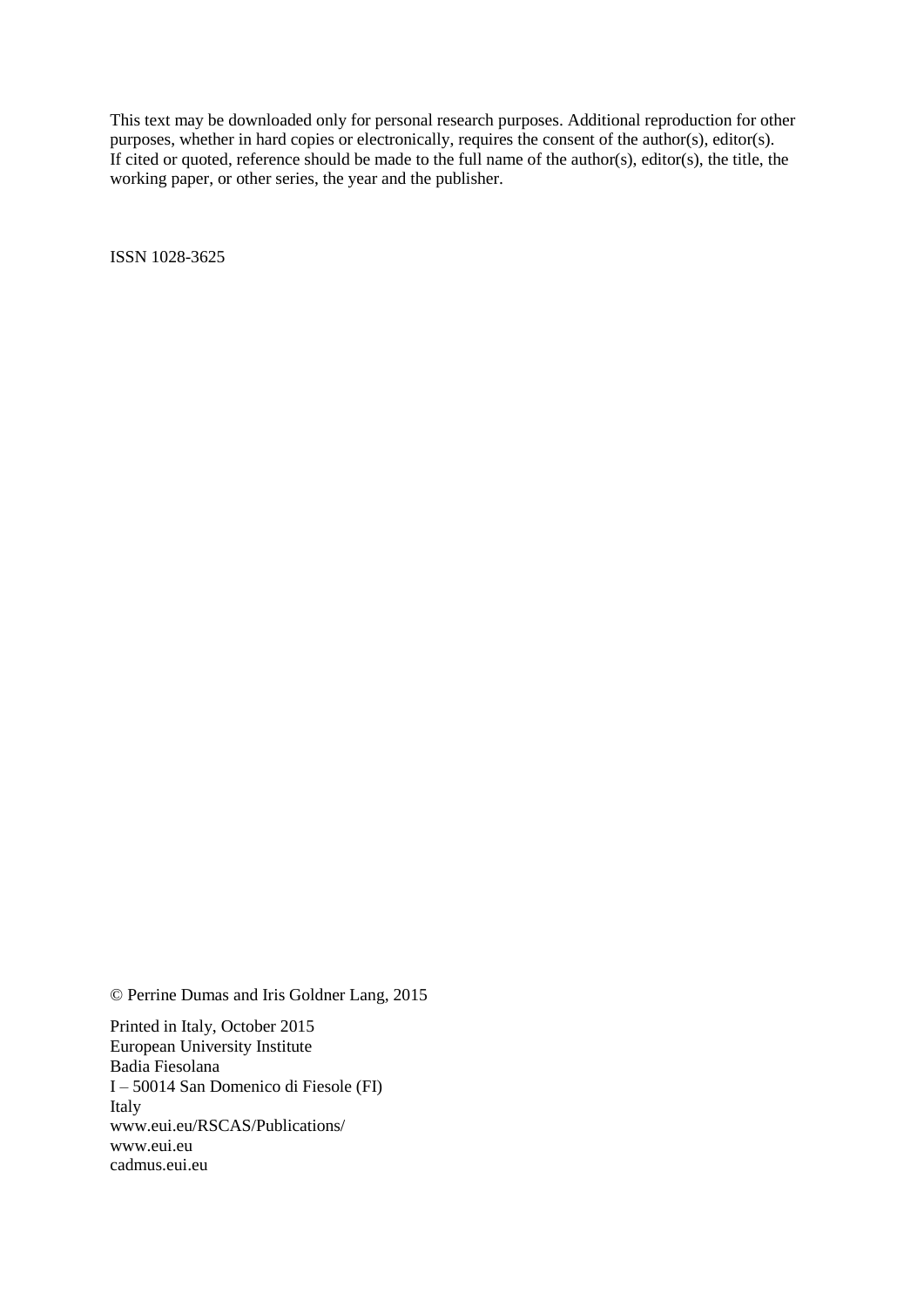This text may be downloaded only for personal research purposes. Additional reproduction for other purposes, whether in hard copies or electronically, requires the consent of the author(s), editor(s). If cited or quoted, reference should be made to the full name of the author(s), editor(s), the title, the working paper, or other series, the year and the publisher.

ISSN 1028-3625

© Perrine Dumas and Iris Goldner Lang, 2015

Printed in Italy, October 2015
European University Institute
Badia Fiesolana
I – 50014 San Domenico di Fiesole (FI)
Italy
www.eui.eu/RSCAS/Publications/
www.eui.eu
cadmus.eui.eu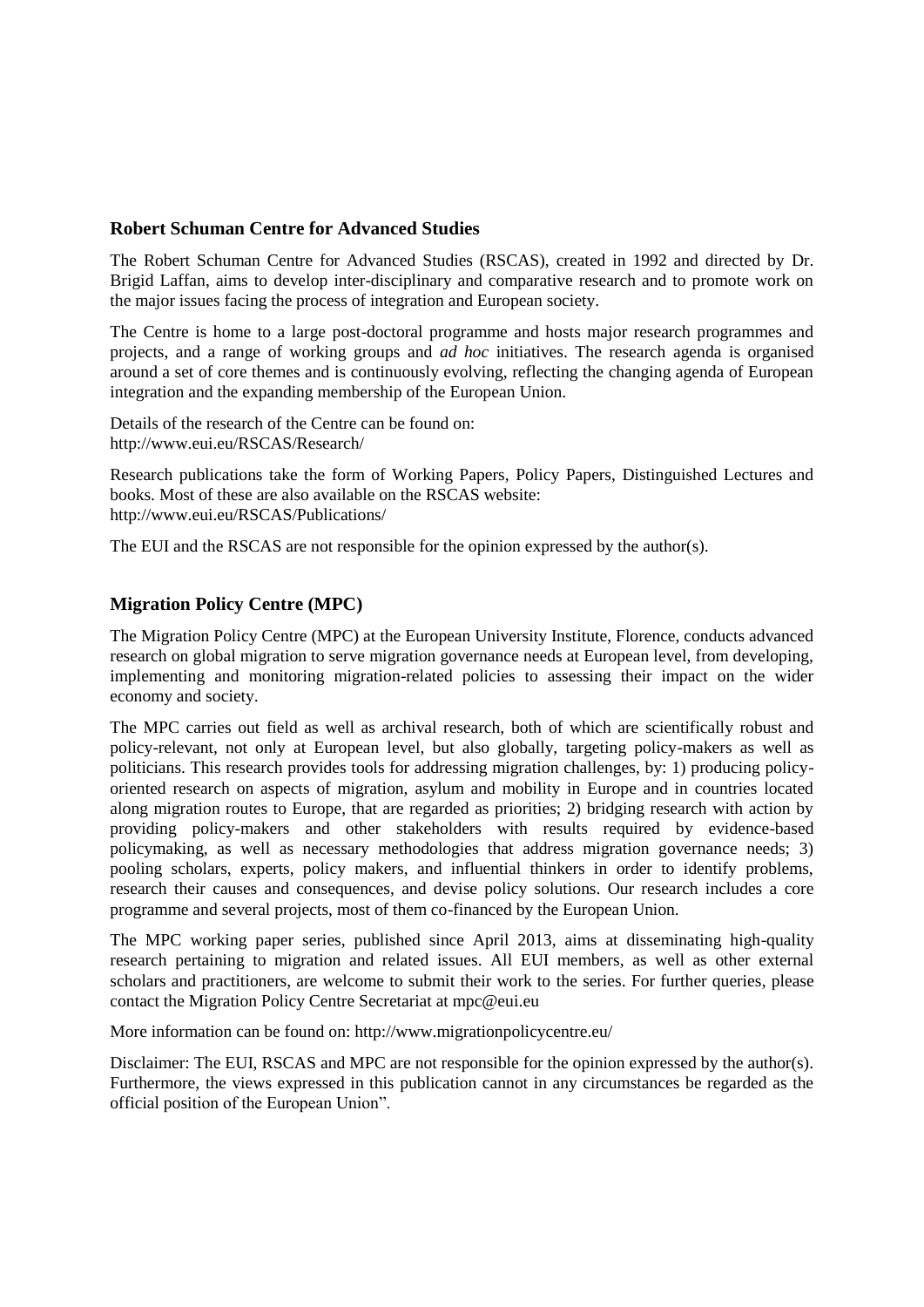## Robert Schuman Centre for Advanced Studies

The Robert Schuman Centre for Advanced Studies (RSCAS), created in 1992 and directed by Dr. Brigid Laffan, aims to develop inter-disciplinary and comparative research and to promote work on the major issues facing the process of integration and European society.

The Centre is home to a large post-doctoral programme and hosts major research programmes and projects, and a range of working groups and *ad hoc* initiatives. The research agenda is organised around a set of core themes and is continuously evolving, reflecting the changing agenda of European integration and the expanding membership of the European Union.

Details of the research of the Centre can be found on:
http://www.eui.eu/RSCAS/Research/

Research publications take the form of Working Papers, Policy Papers, Distinguished Lectures and books. Most of these are also available on the RSCAS website:
http://www.eui.eu/RSCAS/Publications/

The EUI and the RSCAS are not responsible for the opinion expressed by the author(s).

## Migration Policy Centre (MPC)

The Migration Policy Centre (MPC) at the European University Institute, Florence, conducts advanced research on global migration to serve migration governance needs at European level, from developing, implementing and monitoring migration-related policies to assessing their impact on the wider economy and society.

The MPC carries out field as well as archival research, both of which are scientifically robust and policy-relevant, not only at European level, but also globally, targeting policy-makers as well as politicians. This research provides tools for addressing migration challenges, by: 1) producing policy-oriented research on aspects of migration, asylum and mobility in Europe and in countries located along migration routes to Europe, that are regarded as priorities; 2) bridging research with action by providing policy-makers and other stakeholders with results required by evidence-based policymaking, as well as necessary methodologies that address migration governance needs; 3) pooling scholars, experts, policy makers, and influential thinkers in order to identify problems, research their causes and consequences, and devise policy solutions. Our research includes a core programme and several projects, most of them co-financed by the European Union.

The MPC working paper series, published since April 2013, aims at disseminating high-quality research pertaining to migration and related issues. All EUI members, as well as other external scholars and practitioners, are welcome to submit their work to the series. For further queries, please contact the Migration Policy Centre Secretariat at mpc@eui.eu

More information can be found on: http://www.migrationpolicycentre.eu/

Disclaimer: The EUI, RSCAS and MPC are not responsible for the opinion expressed by the author(s). Furthermore, the views expressed in this publication cannot in any circumstances be regarded as the official position of the European Union".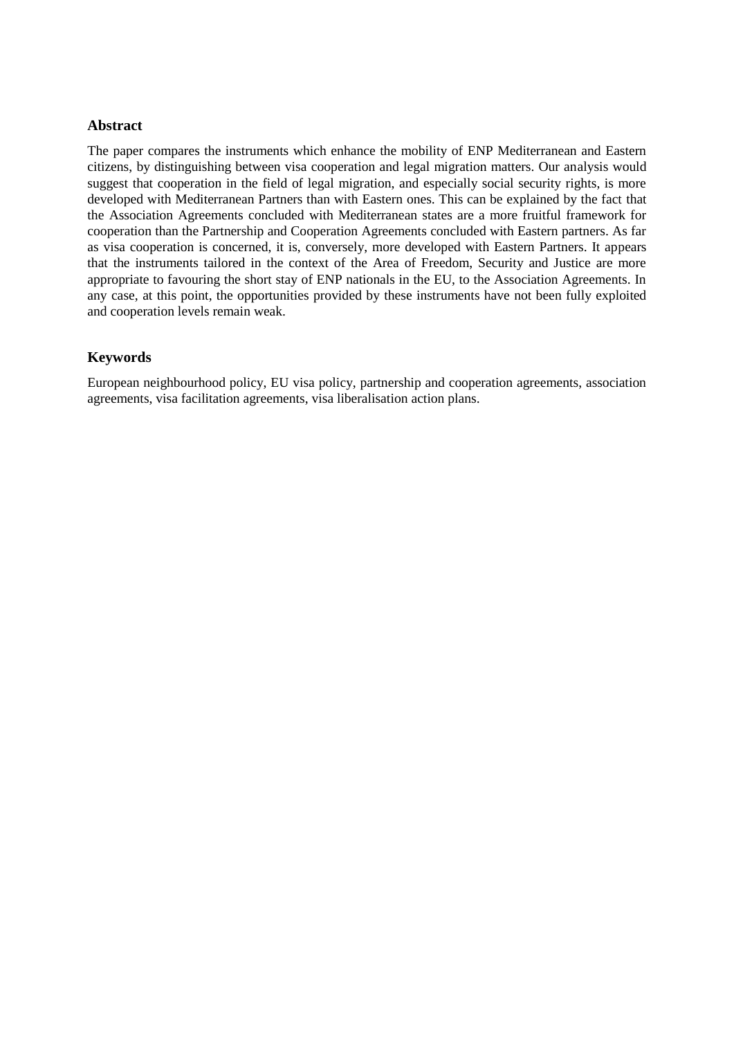## Abstract

The paper compares the instruments which enhance the mobility of ENP Mediterranean and Eastern citizens, by distinguishing between visa cooperation and legal migration matters. Our analysis would suggest that cooperation in the field of legal migration, and especially social security rights, is more developed with Mediterranean Partners than with Eastern ones. This can be explained by the fact that the Association Agreements concluded with Mediterranean states are a more fruitful framework for cooperation than the Partnership and Cooperation Agreements concluded with Eastern partners. As far as visa cooperation is concerned, it is, conversely, more developed with Eastern Partners. It appears that the instruments tailored in the context of the Area of Freedom, Security and Justice are more appropriate to favouring the short stay of ENP nationals in the EU, to the Association Agreements. In any case, at this point, the opportunities provided by these instruments have not been fully exploited and cooperation levels remain weak.

## Keywords

European neighbourhood policy, EU visa policy, partnership and cooperation agreements, association agreements, visa facilitation agreements, visa liberalisation action plans.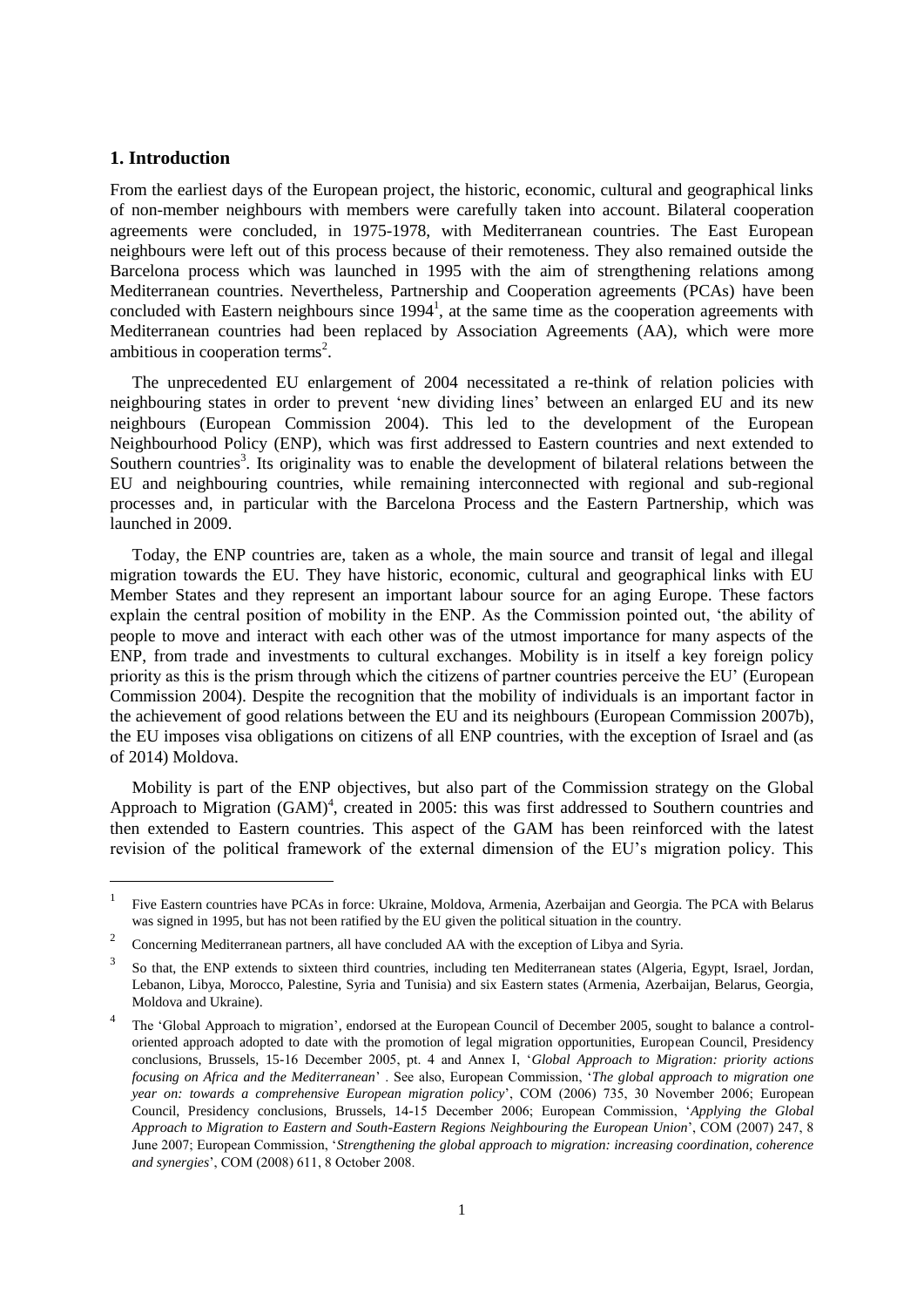## 1. Introduction

From the earliest days of the European project, the historic, economic, cultural and geographical links of non-member neighbours with members were carefully taken into account. Bilateral cooperation agreements were concluded, in 1975-1978, with Mediterranean countries. The East European neighbours were left out of this process because of their remoteness. They also remained outside the Barcelona process which was launched in 1995 with the aim of strengthening relations among Mediterranean countries. Nevertheless, Partnership and Cooperation agreements (PCAs) have been concluded with Eastern neighbours since 1994[1], at the same time as the cooperation agreements with Mediterranean countries had been replaced by Association Agreements (AA), which were more ambitious in cooperation terms[2].

The unprecedented EU enlargement of 2004 necessitated a re-think of relation policies with neighbouring states in order to prevent 'new dividing lines' between an enlarged EU and its new neighbours (European Commission 2004). This led to the development of the European Neighbourhood Policy (ENP), which was first addressed to Eastern countries and next extended to Southern countries[3]. Its originality was to enable the development of bilateral relations between the EU and neighbouring countries, while remaining interconnected with regional and sub-regional processes and, in particular with the Barcelona Process and the Eastern Partnership, which was launched in 2009.

Today, the ENP countries are, taken as a whole, the main source and transit of legal and illegal migration towards the EU. They have historic, economic, cultural and geographical links with EU Member States and they represent an important labour source for an aging Europe. These factors explain the central position of mobility in the ENP. As the Commission pointed out, 'the ability of people to move and interact with each other was of the utmost importance for many aspects of the ENP, from trade and investments to cultural exchanges. Mobility is in itself a key foreign policy priority as this is the prism through which the citizens of partner countries perceive the EU' (European Commission 2004). Despite the recognition that the mobility of individuals is an important factor in the achievement of good relations between the EU and its neighbours (European Commission 2007b), the EU imposes visa obligations on citizens of all ENP countries, with the exception of Israel and (as of 2014) Moldova.

Mobility is part of the ENP objectives, but also part of the Commission strategy on the Global Approach to Migration (GAM)[4], created in 2005: this was first addressed to Southern countries and then extended to Eastern countries. This aspect of the GAM has been reinforced with the latest revision of the political framework of the external dimension of the EU's migration policy. This

---

[1] Five Eastern countries have PCAs in force: Ukraine, Moldova, Armenia, Azerbaijan and Georgia. The PCA with Belarus was signed in 1995, but has not been ratified by the EU given the political situation in the country.

[2] Concerning Mediterranean partners, all have concluded AA with the exception of Libya and Syria.

[3] So that, the ENP extends to sixteen third countries, including ten Mediterranean states (Algeria, Egypt, Israel, Jordan, Lebanon, Libya, Morocco, Palestine, Syria and Tunisia) and six Eastern states (Armenia, Azerbaijan, Belarus, Georgia, Moldova and Ukraine).

[4] The 'Global Approach to migration', endorsed at the European Council of December 2005, sought to balance a control-oriented approach adopted to date with the promotion of legal migration opportunities, European Council, Presidency conclusions, Brussels, 15-16 December 2005, pt. 4 and Annex I, '*Global Approach to Migration: priority actions focusing on Africa and the Mediterranean*' . See also, European Commission, '*The global approach to migration one year on: towards a comprehensive European migration policy*', COM (2006) 735, 30 November 2006; European Council, Presidency conclusions, Brussels, 14-15 December 2006; European Commission, '*Applying the Global Approach to Migration to Eastern and South-Eastern Regions Neighbouring the European Union*', COM (2007) 247, 8 June 2007; European Commission, '*Strengthening the global approach to migration: increasing coordination, coherence and synergies*', COM (2008) 611, 8 October 2008.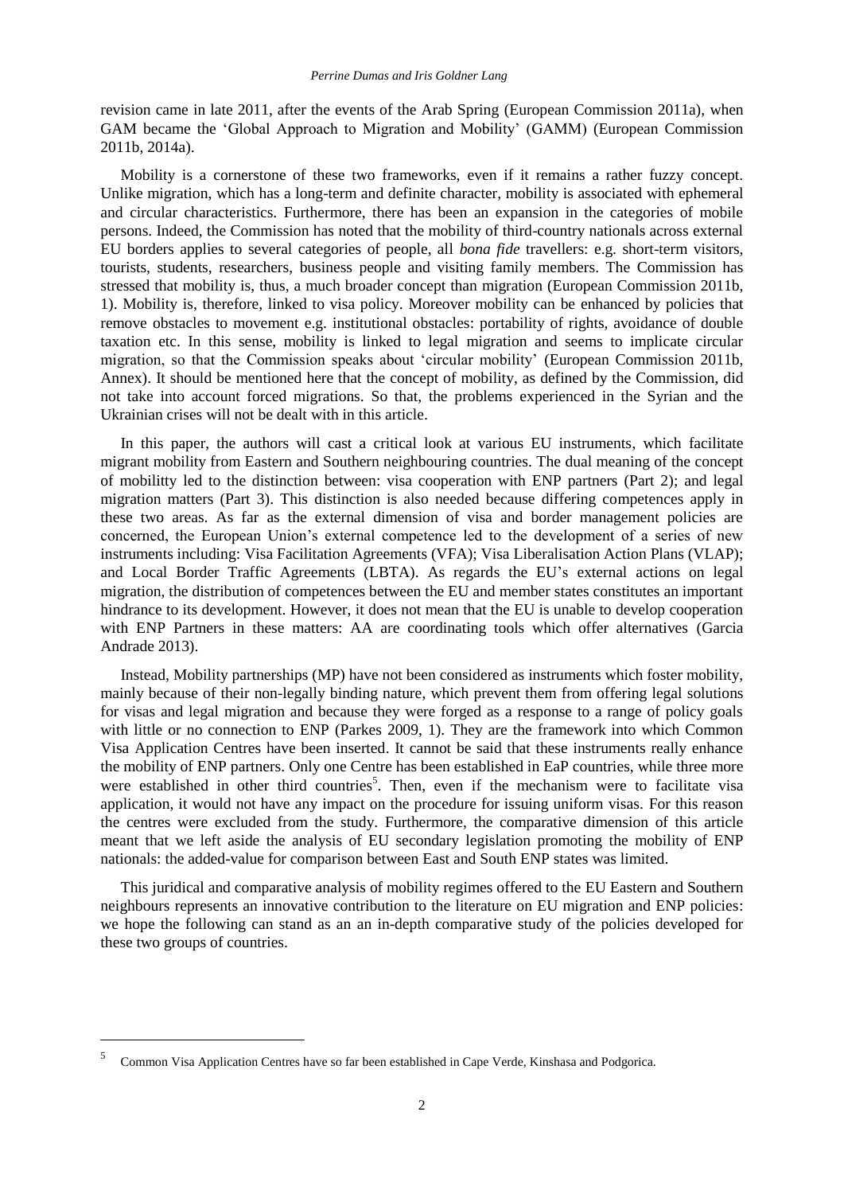revision came in late 2011, after the events of the Arab Spring (European Commission 2011a), when GAM became the 'Global Approach to Migration and Mobility' (GAMM) (European Commission 2011b, 2014a).

Mobility is a cornerstone of these two frameworks, even if it remains a rather fuzzy concept. Unlike migration, which has a long-term and definite character, mobility is associated with ephemeral and circular characteristics. Furthermore, there has been an expansion in the categories of mobile persons. Indeed, the Commission has noted that the mobility of third-country nationals across external EU borders applies to several categories of people, all *bona fide* travellers: e.g. short-term visitors, tourists, students, researchers, business people and visiting family members. The Commission has stressed that mobility is, thus, a much broader concept than migration (European Commission 2011b, 1). Mobility is, therefore, linked to visa policy. Moreover mobility can be enhanced by policies that remove obstacles to movement e.g. institutional obstacles: portability of rights, avoidance of double taxation etc. In this sense, mobility is linked to legal migration and seems to implicate circular migration, so that the Commission speaks about 'circular mobility' (European Commission 2011b, Annex). It should be mentioned here that the concept of mobility, as defined by the Commission, did not take into account forced migrations. So that, the problems experienced in the Syrian and the Ukrainian crises will not be dealt with in this article.

In this paper, the authors will cast a critical look at various EU instruments, which facilitate migrant mobility from Eastern and Southern neighbouring countries. The dual meaning of the concept of mobilitty led to the distinction between: visa cooperation with ENP partners (Part 2); and legal migration matters (Part 3). This distinction is also needed because differing competences apply in these two areas. As far as the external dimension of visa and border management policies are concerned, the European Union's external competence led to the development of a series of new instruments including: Visa Facilitation Agreements (VFA); Visa Liberalisation Action Plans (VLAP); and Local Border Traffic Agreements (LBTA). As regards the EU's external actions on legal migration, the distribution of competences between the EU and member states constitutes an important hindrance to its development. However, it does not mean that the EU is unable to develop cooperation with ENP Partners in these matters: AA are coordinating tools which offer alternatives (Garcia Andrade 2013).

Instead, Mobility partnerships (MP) have not been considered as instruments which foster mobility, mainly because of their non-legally binding nature, which prevent them from offering legal solutions for visas and legal migration and because they were forged as a response to a range of policy goals with little or no connection to ENP (Parkes 2009, 1). They are the framework into which Common Visa Application Centres have been inserted. It cannot be said that these instruments really enhance the mobility of ENP partners. Only one Centre has been established in EaP countries, while three more were established in other third countries[5]. Then, even if the mechanism were to facilitate visa application, it would not have any impact on the procedure for issuing uniform visas. For this reason the centres were excluded from the study. Furthermore, the comparative dimension of this article meant that we left aside the analysis of EU secondary legislation promoting the mobility of ENP nationals: the added-value for comparison between East and South ENP states was limited.

This juridical and comparative analysis of mobility regimes offered to the EU Eastern and Southern neighbours represents an innovative contribution to the literature on EU migration and ENP policies: we hope the following can stand as an an in-depth comparative study of the policies developed for these two groups of countries.

---

[5] Common Visa Application Centres have so far been established in Cape Verde, Kinshasa and Podgorica.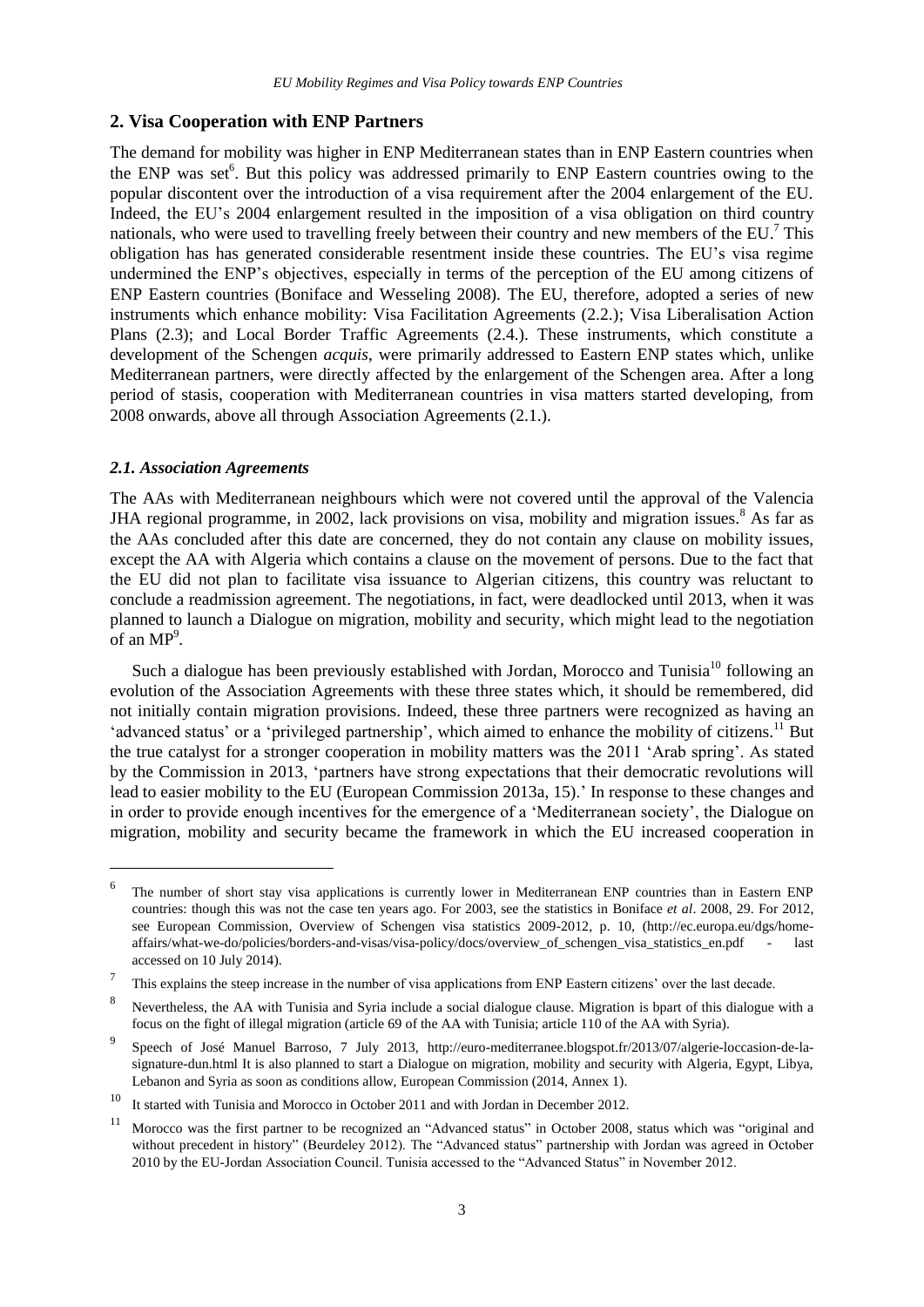## 2. Visa Cooperation with ENP Partners

The demand for mobility was higher in ENP Mediterranean states than in ENP Eastern countries when the ENP was set[6]. But this policy was addressed primarily to ENP Eastern countries owing to the popular discontent over the introduction of a visa requirement after the 2004 enlargement of the EU. Indeed, the EU's 2004 enlargement resulted in the imposition of a visa obligation on third country nationals, who were used to travelling freely between their country and new members of the EU.[7] This obligation has has generated considerable resentment inside these countries. The EU's visa regime undermined the ENP's objectives, especially in terms of the perception of the EU among citizens of ENP Eastern countries (Boniface and Wesseling 2008). The EU, therefore, adopted a series of new instruments which enhance mobility: Visa Facilitation Agreements (2.2.); Visa Liberalisation Action Plans (2.3); and Local Border Traffic Agreements (2.4.). These instruments, which constitute a development of the Schengen *acquis*, were primarily addressed to Eastern ENP states which, unlike Mediterranean partners, were directly affected by the enlargement of the Schengen area. After a long period of stasis, cooperation with Mediterranean countries in visa matters started developing, from 2008 onwards, above all through Association Agreements (2.1.).

### *2.1. Association Agreements*

The AAs with Mediterranean neighbours which were not covered until the approval of the Valencia JHA regional programme, in 2002, lack provisions on visa, mobility and migration issues.[8] As far as the AAs concluded after this date are concerned, they do not contain any clause on mobility issues, except the AA with Algeria which contains a clause on the movement of persons. Due to the fact that the EU did not plan to facilitate visa issuance to Algerian citizens, this country was reluctant to conclude a readmission agreement. The negotiations, in fact, were deadlocked until 2013, when it was planned to launch a Dialogue on migration, mobility and security, which might lead to the negotiation of an MP[9].

Such a dialogue has been previously established with Jordan, Morocco and Tunisia[10] following an evolution of the Association Agreements with these three states which, it should be remembered, did not initially contain migration provisions. Indeed, these three partners were recognized as having an 'advanced status' or a 'privileged partnership', which aimed to enhance the mobility of citizens.[11] But the true catalyst for a stronger cooperation in mobility matters was the 2011 'Arab spring'. As stated by the Commission in 2013, 'partners have strong expectations that their democratic revolutions will lead to easier mobility to the EU (European Commission 2013a, 15).' In response to these changes and in order to provide enough incentives for the emergence of a 'Mediterranean society', the Dialogue on migration, mobility and security became the framework in which the EU increased cooperation in

---

[6] The number of short stay visa applications is currently lower in Mediterranean ENP countries than in Eastern ENP countries: though this was not the case ten years ago. For 2003, see the statistics in Boniface *et al*. 2008, 29. For 2012, see European Commission, Overview of Schengen visa statistics 2009-2012, p. 10, (http://ec.europa.eu/dgs/home-affairs/what-we-do/policies/borders-and-visas/visa-policy/docs/overview_of_schengen_visa_statistics_en.pdf - last accessed on 10 July 2014).

[7] This explains the steep increase in the number of visa applications from ENP Eastern citizens' over the last decade.

[8] Nevertheless, the AA with Tunisia and Syria include a social dialogue clause. Migration is bpart of this dialogue with a focus on the fight of illegal migration (article 69 of the AA with Tunisia; article 110 of the AA with Syria).

[9] Speech of José Manuel Barroso, 7 July 2013, http://euro-mediterranee.blogspot.fr/2013/07/algerie-loccasion-de-la-signature-dun.html It is also planned to start a Dialogue on migration, mobility and security with Algeria, Egypt, Libya, Lebanon and Syria as soon as conditions allow, European Commission (2014, Annex 1).

[10] It started with Tunisia and Morocco in October 2011 and with Jordan in December 2012.

[11] Morocco was the first partner to be recognized an "Advanced status" in October 2008, status which was "original and without precedent in history" (Beurdeley 2012). The "Advanced status" partnership with Jordan was agreed in October 2010 by the EU-Jordan Association Council. Tunisia accessed to the "Advanced Status" in November 2012.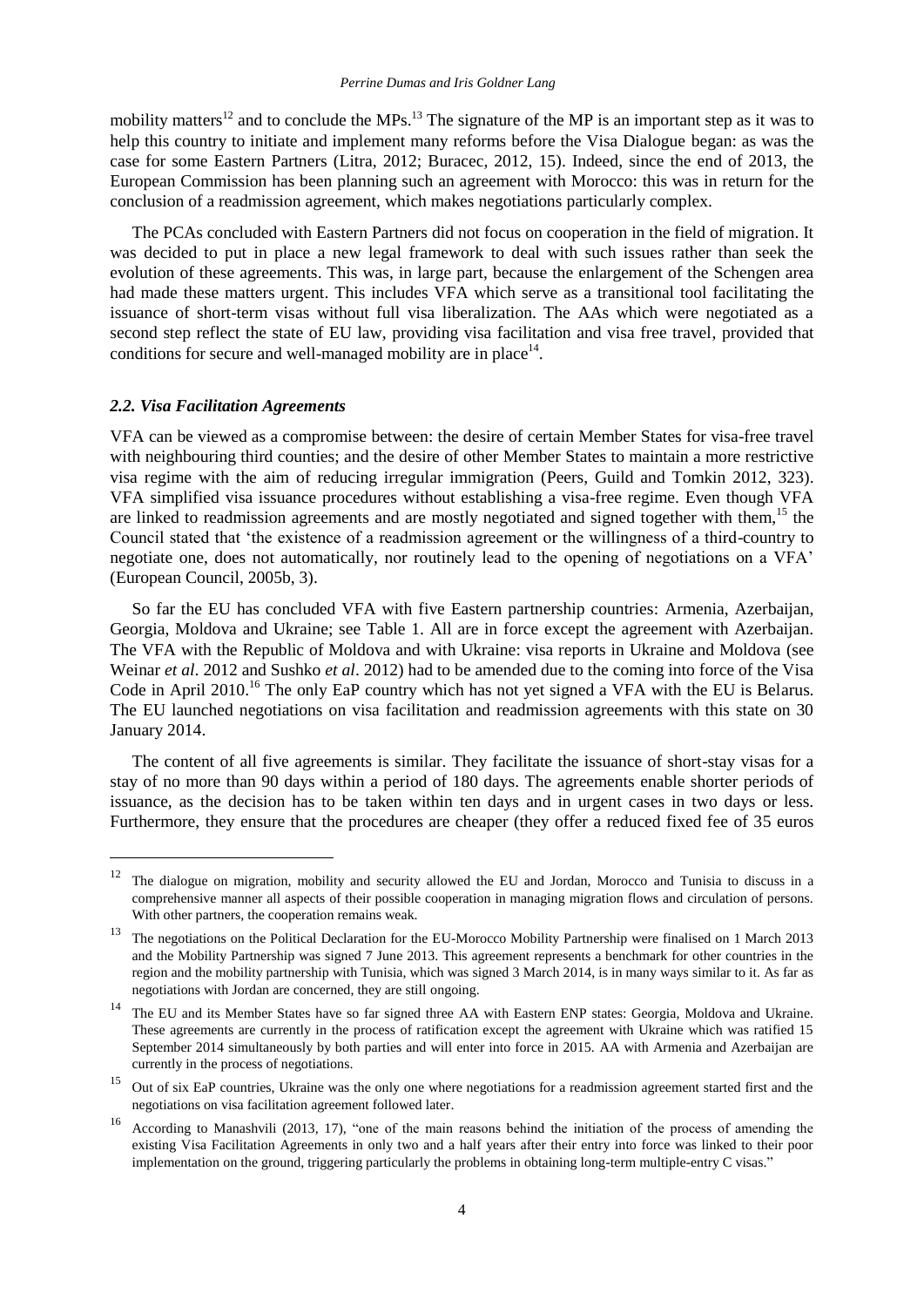mobility matters[12] and to conclude the MPs.[13] The signature of the MP is an important step as it was to help this country to initiate and implement many reforms before the Visa Dialogue began: as was the case for some Eastern Partners (Litra, 2012; Buracec, 2012, 15). Indeed, since the end of 2013, the European Commission has been planning such an agreement with Morocco: this was in return for the conclusion of a readmission agreement, which makes negotiations particularly complex.

The PCAs concluded with Eastern Partners did not focus on cooperation in the field of migration. It was decided to put in place a new legal framework to deal with such issues rather than seek the evolution of these agreements. This was, in large part, because the enlargement of the Schengen area had made these matters urgent. This includes VFA which serve as a transitional tool facilitating the issuance of short-term visas without full visa liberalization. The AAs which were negotiated as a second step reflect the state of EU law, providing visa facilitation and visa free travel, provided that conditions for secure and well-managed mobility are in place[14].

### *2.2. Visa Facilitation Agreements*

VFA can be viewed as a compromise between: the desire of certain Member States for visa-free travel with neighbouring third counties; and the desire of other Member States to maintain a more restrictive visa regime with the aim of reducing irregular immigration (Peers, Guild and Tomkin 2012, 323). VFA simplified visa issuance procedures without establishing a visa-free regime. Even though VFA are linked to readmission agreements and are mostly negotiated and signed together with them,[15] the Council stated that 'the existence of a readmission agreement or the willingness of a third-country to negotiate one, does not automatically, nor routinely lead to the opening of negotiations on a VFA' (European Council, 2005b, 3).

So far the EU has concluded VFA with five Eastern partnership countries: Armenia, Azerbaijan, Georgia, Moldova and Ukraine; see Table 1. All are in force except the agreement with Azerbaijan. The VFA with the Republic of Moldova and with Ukraine: visa reports in Ukraine and Moldova (see Weinar *et al*. 2012 and Sushko *et al*. 2012) had to be amended due to the coming into force of the Visa Code in April 2010.[16] The only EaP country which has not yet signed a VFA with the EU is Belarus. The EU launched negotiations on visa facilitation and readmission agreements with this state on 30 January 2014.

The content of all five agreements is similar. They facilitate the issuance of short-stay visas for a stay of no more than 90 days within a period of 180 days. The agreements enable shorter periods of issuance, as the decision has to be taken within ten days and in urgent cases in two days or less. Furthermore, they ensure that the procedures are cheaper (they offer a reduced fixed fee of 35 euros

---

[12] The dialogue on migration, mobility and security allowed the EU and Jordan, Morocco and Tunisia to discuss in a comprehensive manner all aspects of their possible cooperation in managing migration flows and circulation of persons. With other partners, the cooperation remains weak.

[13] The negotiations on the Political Declaration for the EU-Morocco Mobility Partnership were finalised on 1 March 2013 and the Mobility Partnership was signed 7 June 2013. This agreement represents a benchmark for other countries in the region and the mobility partnership with Tunisia, which was signed 3 March 2014, is in many ways similar to it. As far as negotiations with Jordan are concerned, they are still ongoing.

[14] The EU and its Member States have so far signed three AA with Eastern ENP states: Georgia, Moldova and Ukraine. These agreements are currently in the process of ratification except the agreement with Ukraine which was ratified 15 September 2014 simultaneously by both parties and will enter into force in 2015. AA with Armenia and Azerbaijan are currently in the process of negotiations.

[15] Out of six EaP countries, Ukraine was the only one where negotiations for a readmission agreement started first and the negotiations on visa facilitation agreement followed later.

[16] According to Manashvili (2013, 17), "one of the main reasons behind the initiation of the process of amending the existing Visa Facilitation Agreements in only two and a half years after their entry into force was linked to their poor implementation on the ground, triggering particularly the problems in obtaining long-term multiple-entry C visas."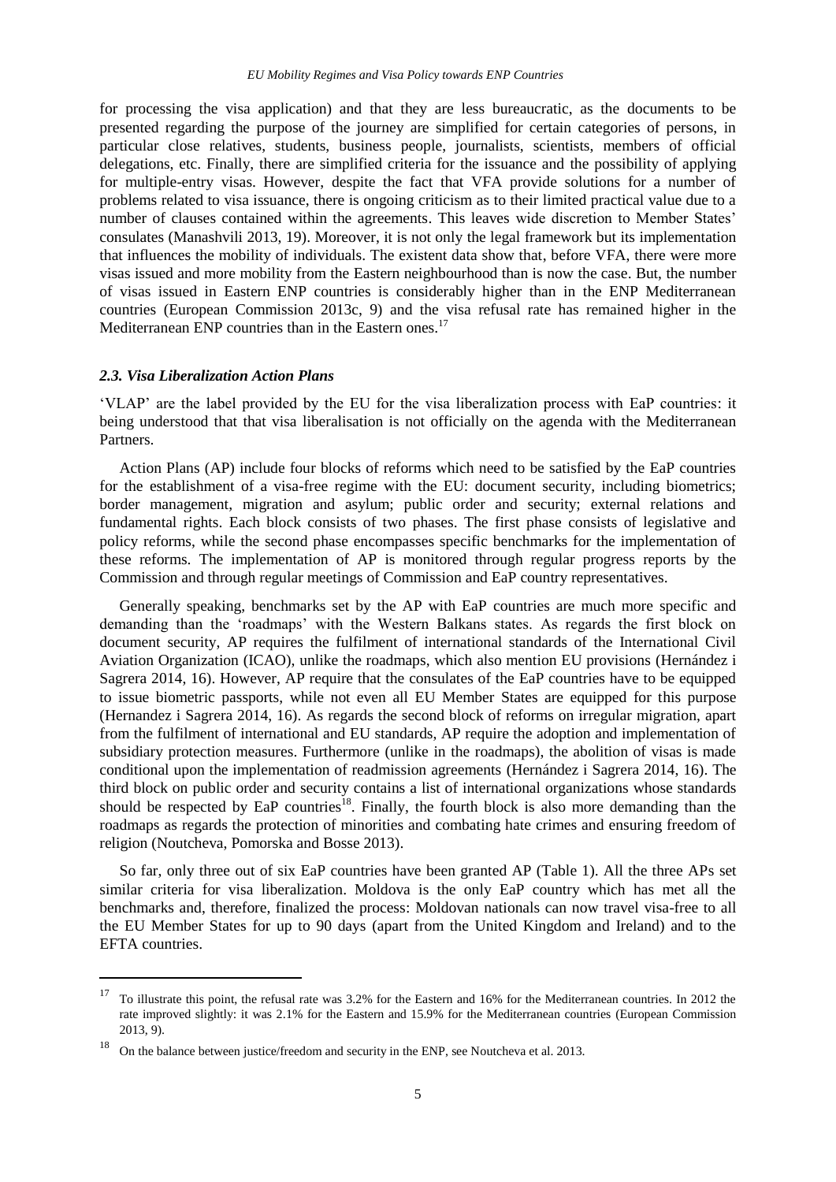for processing the visa application) and that they are less bureaucratic, as the documents to be presented regarding the purpose of the journey are simplified for certain categories of persons, in particular close relatives, students, business people, journalists, scientists, members of official delegations, etc. Finally, there are simplified criteria for the issuance and the possibility of applying for multiple-entry visas. However, despite the fact that VFA provide solutions for a number of problems related to visa issuance, there is ongoing criticism as to their limited practical value due to a number of clauses contained within the agreements. This leaves wide discretion to Member States' consulates (Manashvili 2013, 19). Moreover, it is not only the legal framework but its implementation that influences the mobility of individuals. The existent data show that, before VFA, there were more visas issued and more mobility from the Eastern neighbourhood than is now the case. But, the number of visas issued in Eastern ENP countries is considerably higher than in the ENP Mediterranean countries (European Commission 2013c, 9) and the visa refusal rate has remained higher in the Mediterranean ENP countries than in the Eastern ones.[17]

### *2.3. Visa Liberalization Action Plans*

'VLAP' are the label provided by the EU for the visa liberalization process with EaP countries: it being understood that that visa liberalisation is not officially on the agenda with the Mediterranean Partners.

Action Plans (AP) include four blocks of reforms which need to be satisfied by the EaP countries for the establishment of a visa-free regime with the EU: document security, including biometrics; border management, migration and asylum; public order and security; external relations and fundamental rights. Each block consists of two phases. The first phase consists of legislative and policy reforms, while the second phase encompasses specific benchmarks for the implementation of these reforms. The implementation of AP is monitored through regular progress reports by the Commission and through regular meetings of Commission and EaP country representatives.

Generally speaking, benchmarks set by the AP with EaP countries are much more specific and demanding than the 'roadmaps' with the Western Balkans states. As regards the first block on document security, AP requires the fulfilment of international standards of the International Civil Aviation Organization (ICAO), unlike the roadmaps, which also mention EU provisions (Hernández i Sagrera 2014, 16). However, AP require that the consulates of the EaP countries have to be equipped to issue biometric passports, while not even all EU Member States are equipped for this purpose (Hernandez i Sagrera 2014, 16). As regards the second block of reforms on irregular migration, apart from the fulfilment of international and EU standards, AP require the adoption and implementation of subsidiary protection measures. Furthermore (unlike in the roadmaps), the abolition of visas is made conditional upon the implementation of readmission agreements (Hernández i Sagrera 2014, 16). The third block on public order and security contains a list of international organizations whose standards should be respected by EaP countries[18]. Finally, the fourth block is also more demanding than the roadmaps as regards the protection of minorities and combating hate crimes and ensuring freedom of religion (Noutcheva, Pomorska and Bosse 2013).

So far, only three out of six EaP countries have been granted AP (Table 1). All the three APs set similar criteria for visa liberalization. Moldova is the only EaP country which has met all the benchmarks and, therefore, finalized the process: Moldovan nationals can now travel visa-free to all the EU Member States for up to 90 days (apart from the United Kingdom and Ireland) and to the EFTA countries.

---

[17] To illustrate this point, the refusal rate was 3.2% for the Eastern and 16% for the Mediterranean countries. In 2012 the rate improved slightly: it was 2.1% for the Eastern and 15.9% for the Mediterranean countries (European Commission 2013, 9).

[18] On the balance between justice/freedom and security in the ENP, see Noutcheva et al. 2013.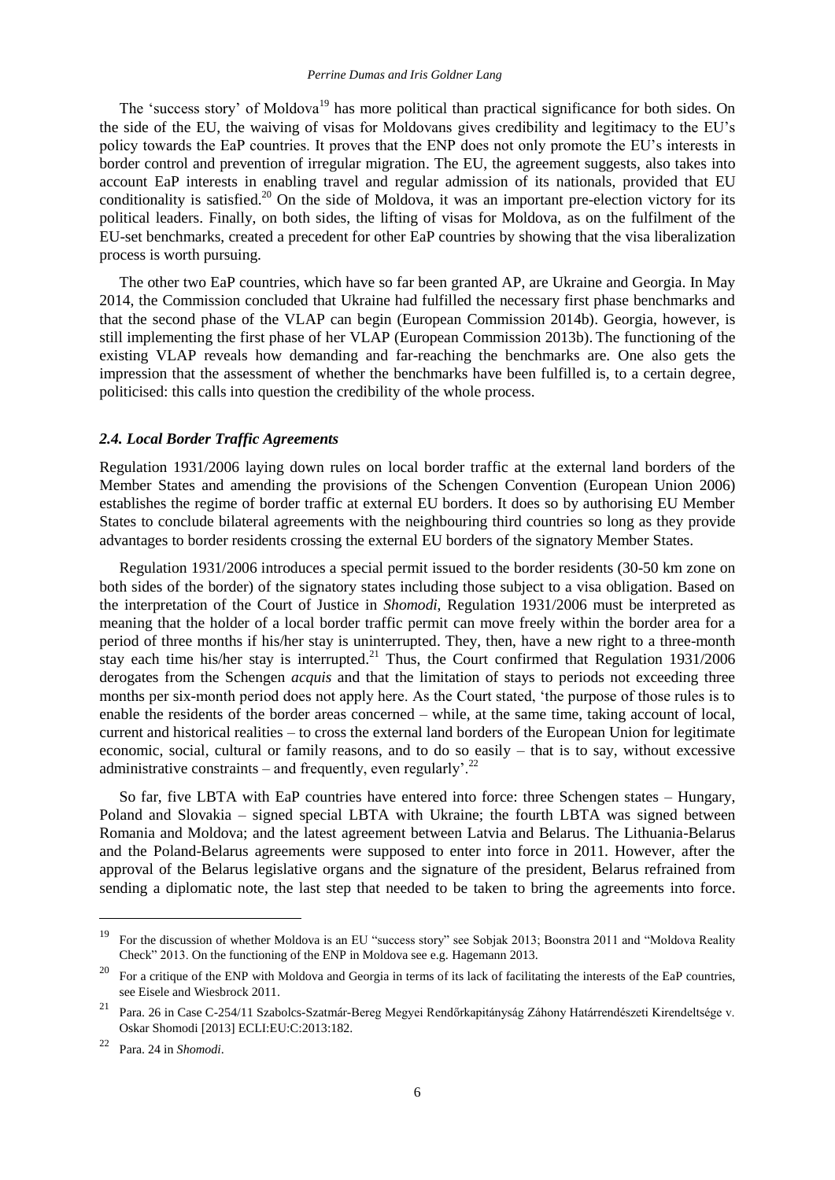The 'success story' of Moldova[19] has more political than practical significance for both sides. On the side of the EU, the waiving of visas for Moldovans gives credibility and legitimacy to the EU's policy towards the EaP countries. It proves that the ENP does not only promote the EU's interests in border control and prevention of irregular migration. The EU, the agreement suggests, also takes into account EaP interests in enabling travel and regular admission of its nationals, provided that EU conditionality is satisfied.[20] On the side of Moldova, it was an important pre-election victory for its political leaders. Finally, on both sides, the lifting of visas for Moldova, as on the fulfilment of the EU-set benchmarks, created a precedent for other EaP countries by showing that the visa liberalization process is worth pursuing.

The other two EaP countries, which have so far been granted AP, are Ukraine and Georgia. In May 2014, the Commission concluded that Ukraine had fulfilled the necessary first phase benchmarks and that the second phase of the VLAP can begin (European Commission 2014b). Georgia, however, is still implementing the first phase of her VLAP (European Commission 2013b). The functioning of the existing VLAP reveals how demanding and far-reaching the benchmarks are. One also gets the impression that the assessment of whether the benchmarks have been fulfilled is, to a certain degree, politicised: this calls into question the credibility of the whole process.

### *2.4. Local Border Traffic Agreements*

Regulation 1931/2006 laying down rules on local border traffic at the external land borders of the Member States and amending the provisions of the Schengen Convention (European Union 2006) establishes the regime of border traffic at external EU borders. It does so by authorising EU Member States to conclude bilateral agreements with the neighbouring third countries so long as they provide advantages to border residents crossing the external EU borders of the signatory Member States.

Regulation 1931/2006 introduces a special permit issued to the border residents (30-50 km zone on both sides of the border) of the signatory states including those subject to a visa obligation. Based on the interpretation of the Court of Justice in *Shomodi*, Regulation 1931/2006 must be interpreted as meaning that the holder of a local border traffic permit can move freely within the border area for a period of three months if his/her stay is uninterrupted. They, then, have a new right to a three-month stay each time his/her stay is interrupted.[21] Thus, the Court confirmed that Regulation 1931/2006 derogates from the Schengen *acquis* and that the limitation of stays to periods not exceeding three months per six-month period does not apply here. As the Court stated, 'the purpose of those rules is to enable the residents of the border areas concerned – while, at the same time, taking account of local, current and historical realities – to cross the external land borders of the European Union for legitimate economic, social, cultural or family reasons, and to do so easily – that is to say, without excessive administrative constraints – and frequently, even regularly'.[22]

So far, five LBTA with EaP countries have entered into force: three Schengen states – Hungary, Poland and Slovakia – signed special LBTA with Ukraine; the fourth LBTA was signed between Romania and Moldova; and the latest agreement between Latvia and Belarus. The Lithuania-Belarus and the Poland-Belarus agreements were supposed to enter into force in 2011. However, after the approval of the Belarus legislative organs and the signature of the president, Belarus refrained from sending a diplomatic note, the last step that needed to be taken to bring the agreements into force.

---

[19] For the discussion of whether Moldova is an EU "success story" see Sobjak 2013; Boonstra 2011 and "Moldova Reality Check" 2013. On the functioning of the ENP in Moldova see e.g. Hagemann 2013.

[20] For a critique of the ENP with Moldova and Georgia in terms of its lack of facilitating the interests of the EaP countries, see Eisele and Wiesbrock 2011.

[21] Para. 26 in Case C-254/11 Szabolcs-Szatmár-Bereg Megyei Rendőrkapitányság Záhony Határrendészeti Kirendeltsége v. Oskar Shomodi [2013] ECLI:EU:C:2013:182.

[22] Para. 24 in *Shomodi*.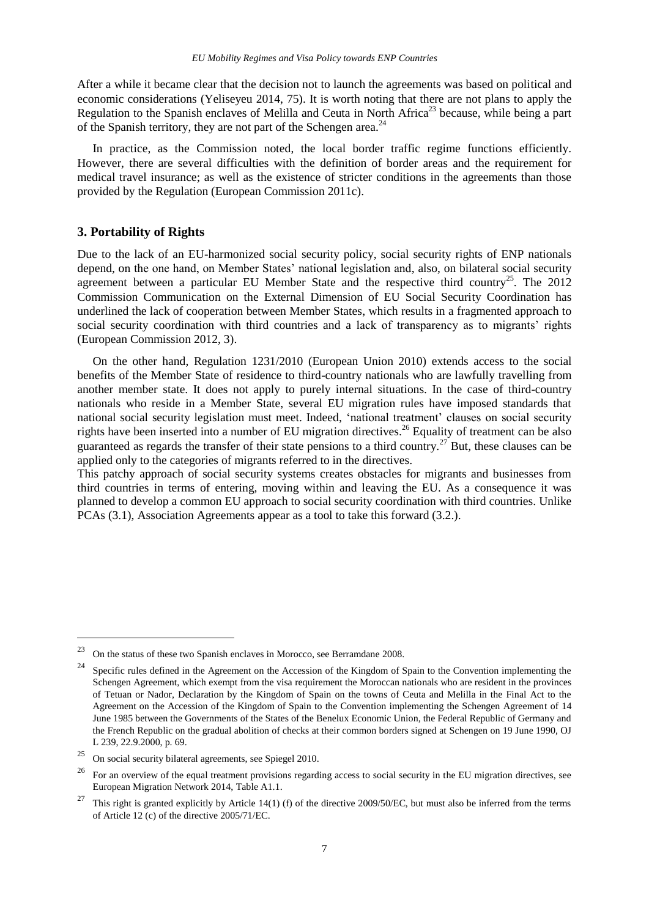After a while it became clear that the decision not to launch the agreements was based on political and economic considerations (Yeliseyeu 2014, 75). It is worth noting that there are not plans to apply the Regulation to the Spanish enclaves of Melilla and Ceuta in North Africa[23] because, while being a part of the Spanish territory, they are not part of the Schengen area.[24]

In practice, as the Commission noted, the local border traffic regime functions efficiently. However, there are several difficulties with the definition of border areas and the requirement for medical travel insurance; as well as the existence of stricter conditions in the agreements than those provided by the Regulation (European Commission 2011c).

## 3. Portability of Rights

Due to the lack of an EU-harmonized social security policy, social security rights of ENP nationals depend, on the one hand, on Member States' national legislation and, also, on bilateral social security agreement between a particular EU Member State and the respective third country[25]. The 2012 Commission Communication on the External Dimension of EU Social Security Coordination has underlined the lack of cooperation between Member States, which results in a fragmented approach to social security coordination with third countries and a lack of transparency as to migrants' rights (European Commission 2012, 3).

On the other hand, Regulation 1231/2010 (European Union 2010) extends access to the social benefits of the Member State of residence to third-country nationals who are lawfully travelling from another member state. It does not apply to purely internal situations. In the case of third-country nationals who reside in a Member State, several EU migration rules have imposed standards that national social security legislation must meet. Indeed, 'national treatment' clauses on social security rights have been inserted into a number of EU migration directives.[26] Equality of treatment can be also guaranteed as regards the transfer of their state pensions to a third country.[27] But, these clauses can be applied only to the categories of migrants referred to in the directives.

This patchy approach of social security systems creates obstacles for migrants and businesses from third countries in terms of entering, moving within and leaving the EU. As a consequence it was planned to develop a common EU approach to social security coordination with third countries. Unlike PCAs (3.1), Association Agreements appear as a tool to take this forward (3.2.).

---

[23] On the status of these two Spanish enclaves in Morocco, see Berramdane 2008.

[24] Specific rules defined in the Agreement on the Accession of the Kingdom of Spain to the Convention implementing the Schengen Agreement, which exempt from the visa requirement the Moroccan nationals who are resident in the provinces of Tetuan or Nador, Declaration by the Kingdom of Spain on the towns of Ceuta and Melilla in the Final Act to the Agreement on the Accession of the Kingdom of Spain to the Convention implementing the Schengen Agreement of 14 June 1985 between the Governments of the States of the Benelux Economic Union, the Federal Republic of Germany and the French Republic on the gradual abolition of checks at their common borders signed at Schengen on 19 June 1990, OJ L 239, 22.9.2000, p. 69.

[25] On social security bilateral agreements, see Spiegel 2010.

[26] For an overview of the equal treatment provisions regarding access to social security in the EU migration directives, see European Migration Network 2014, Table A1.1.

[27] This right is granted explicitly by Article 14(1) (f) of the directive 2009/50/EC, but must also be inferred from the terms of Article 12 (c) of the directive 2005/71/EC.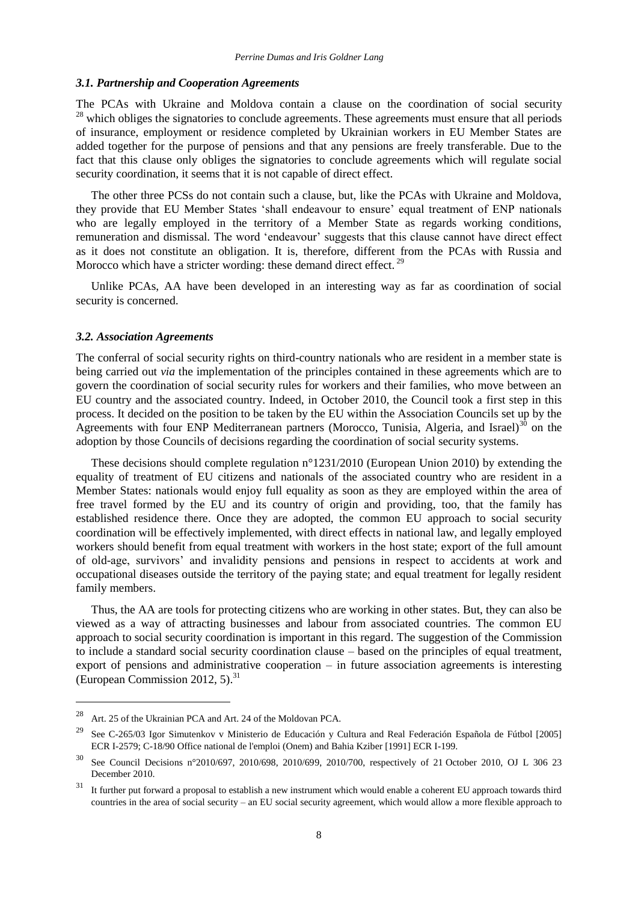### *3.1. Partnership and Cooperation Agreements*

The PCAs with Ukraine and Moldova contain a clause on the coordination of social security [28] which obliges the signatories to conclude agreements. These agreements must ensure that all periods of insurance, employment or residence completed by Ukrainian workers in EU Member States are added together for the purpose of pensions and that any pensions are freely transferable. Due to the fact that this clause only obliges the signatories to conclude agreements which will regulate social security coordination, it seems that it is not capable of direct effect.

The other three PCSs do not contain such a clause, but, like the PCAs with Ukraine and Moldova, they provide that EU Member States 'shall endeavour to ensure' equal treatment of ENP nationals who are legally employed in the territory of a Member State as regards working conditions, remuneration and dismissal. The word 'endeavour' suggests that this clause cannot have direct effect as it does not constitute an obligation. It is, therefore, different from the PCAs with Russia and Morocco which have a stricter wording: these demand direct effect. [29]

Unlike PCAs, AA have been developed in an interesting way as far as coordination of social security is concerned.

### *3.2. Association Agreements*

The conferral of social security rights on third-country nationals who are resident in a member state is being carried out *via* the implementation of the principles contained in these agreements which are to govern the coordination of social security rules for workers and their families, who move between an EU country and the associated country. Indeed, in October 2010, the Council took a first step in this process. It decided on the position to be taken by the EU within the Association Councils set up by the Agreements with four ENP Mediterranean partners (Morocco, Tunisia, Algeria, and Israel)[30] on the adoption by those Councils of decisions regarding the coordination of social security systems.

These decisions should complete regulation n°1231/2010 (European Union 2010) by extending the equality of treatment of EU citizens and nationals of the associated country who are resident in a Member States: nationals would enjoy full equality as soon as they are employed within the area of free travel formed by the EU and its country of origin and providing, too, that the family has established residence there. Once they are adopted, the common EU approach to social security coordination will be effectively implemented, with direct effects in national law, and legally employed workers should benefit from equal treatment with workers in the host state; export of the full amount of old-age, survivors' and invalidity pensions and pensions in respect to accidents at work and occupational diseases outside the territory of the paying state; and equal treatment for legally resident family members.

Thus, the AA are tools for protecting citizens who are working in other states. But, they can also be viewed as a way of attracting businesses and labour from associated countries. The common EU approach to social security coordination is important in this regard. The suggestion of the Commission to include a standard social security coordination clause – based on the principles of equal treatment, export of pensions and administrative cooperation – in future association agreements is interesting (European Commission 2012, 5).[31]

---

[28] Art. 25 of the Ukrainian PCA and Art. 24 of the Moldovan PCA.

[29] See C-265/03 Igor Simutenkov v Ministerio de Educación y Cultura and Real Federación Española de Fútbol [2005] ECR I-2579; C-18/90 Office national de l'emploi (Onem) and Bahia Kziber [1991] ECR I-199.

[30] See Council Decisions n°2010/697, 2010/698, 2010/699, 2010/700, respectively of 21 October 2010, OJ L 306 23 December 2010.

[31] It further put forward a proposal to establish a new instrument which would enable a coherent EU approach towards third countries in the area of social security – an EU social security agreement, which would allow a more flexible approach to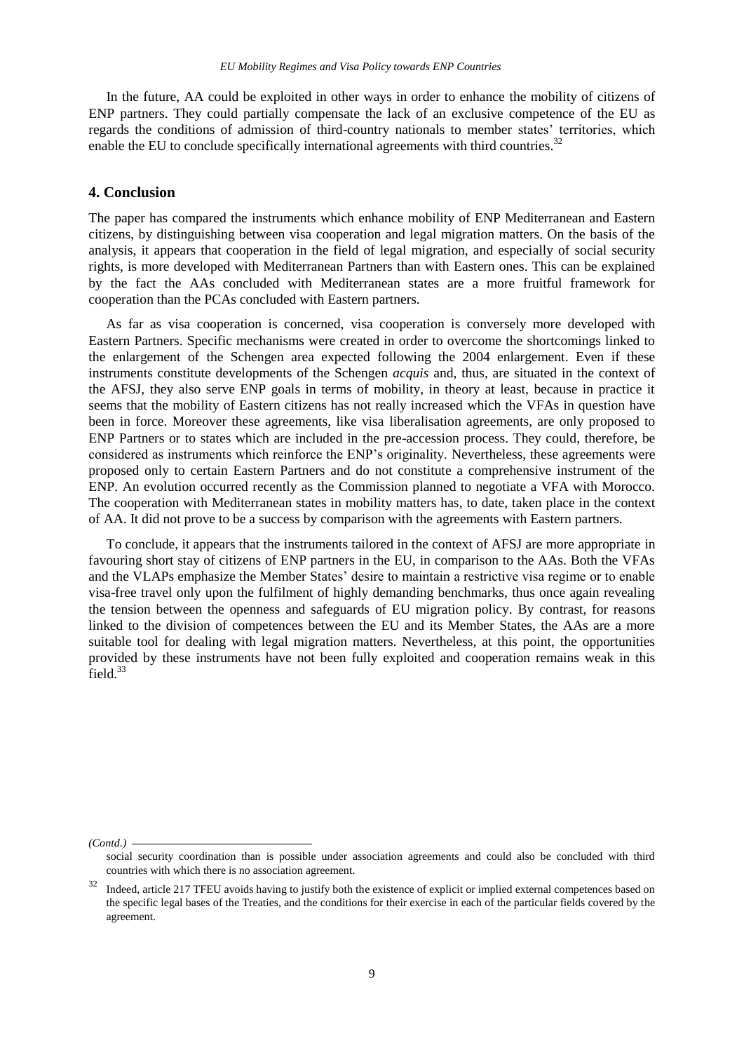In the future, AA could be exploited in other ways in order to enhance the mobility of citizens of ENP partners. They could partially compensate the lack of an exclusive competence of the EU as regards the conditions of admission of third-country nationals to member states' territories, which enable the EU to conclude specifically international agreements with third countries.[32]

## 4. Conclusion

The paper has compared the instruments which enhance mobility of ENP Mediterranean and Eastern citizens, by distinguishing between visa cooperation and legal migration matters. On the basis of the analysis, it appears that cooperation in the field of legal migration, and especially of social security rights, is more developed with Mediterranean Partners than with Eastern ones. This can be explained by the fact the AAs concluded with Mediterranean states are a more fruitful framework for cooperation than the PCAs concluded with Eastern partners.

As far as visa cooperation is concerned, visa cooperation is conversely more developed with Eastern Partners. Specific mechanisms were created in order to overcome the shortcomings linked to the enlargement of the Schengen area expected following the 2004 enlargement. Even if these instruments constitute developments of the Schengen *acquis* and, thus, are situated in the context of the AFSJ, they also serve ENP goals in terms of mobility, in theory at least, because in practice it seems that the mobility of Eastern citizens has not really increased which the VFAs in question have been in force. Moreover these agreements, like visa liberalisation agreements, are only proposed to ENP Partners or to states which are included in the pre-accession process. They could, therefore, be considered as instruments which reinforce the ENP's originality. Nevertheless, these agreements were proposed only to certain Eastern Partners and do not constitute a comprehensive instrument of the ENP. An evolution occurred recently as the Commission planned to negotiate a VFA with Morocco. The cooperation with Mediterranean states in mobility matters has, to date, taken place in the context of AA. It did not prove to be a success by comparison with the agreements with Eastern partners.

To conclude, it appears that the instruments tailored in the context of AFSJ are more appropriate in favouring short stay of citizens of ENP partners in the EU, in comparison to the AAs. Both the VFAs and the VLAPs emphasize the Member States' desire to maintain a restrictive visa regime or to enable visa-free travel only upon the fulfilment of highly demanding benchmarks, thus once again revealing the tension between the openness and safeguards of EU migration policy. By contrast, for reasons linked to the division of competences between the EU and its Member States, the AAs are a more suitable tool for dealing with legal migration matters. Nevertheless, at this point, the opportunities provided by these instruments have not been fully exploited and cooperation remains weak in this field.[33]

---

*(Contd.)*

social security coordination than is possible under association agreements and could also be concluded with third countries with which there is no association agreement.

[32] Indeed, article 217 TFEU avoids having to justify both the existence of explicit or implied external competences based on the specific legal bases of the Treaties, and the conditions for their exercise in each of the particular fields covered by the agreement.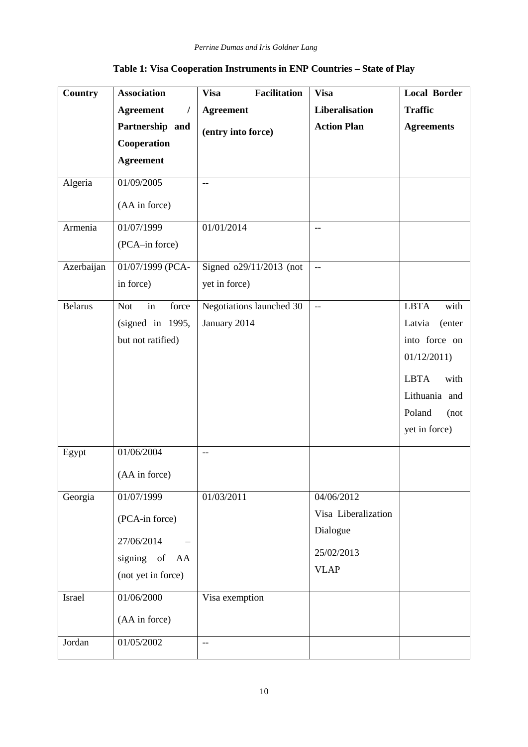**Table 1: Visa Cooperation Instruments in ENP Countries – State of Play**

| Country | Association Agreement / Partnership and Cooperation Agreement | Visa Facilitation Agreement (entry into force) | Visa Liberalisation Action Plan | Local Border Traffic Agreements |
|---|---|---|---|---|
| Algeria | 01/09/2005 (AA in force) | -- | | |
| Armenia | 01/07/1999 (PCA–in force) | 01/01/2014 | -- | |
| Azerbaijan | 01/07/1999 (PCA-in force) | Signed o29/11/2013 (not yet in force) | -- | |
| Belarus | Not in force (signed in 1995, but not ratified) | Negotiations launched 30 January 2014 | -- | LBTA with Latvia (enter into force on 01/12/2011) LBTA with Lithuania and Poland (not yet in force) |
| Egypt | 01/06/2004 (AA in force) | -- | | |
| Georgia | 01/07/1999 (PCA-in force) 27/06/2014 – signing of AA (not yet in force) | 01/03/2011 | 04/06/2012 Visa Liberalization Dialogue 25/02/2013 VLAP | |
| Israel | 01/06/2000 (AA in force) | Visa exemption | | |
| Jordan | 01/05/2002 | -- | | |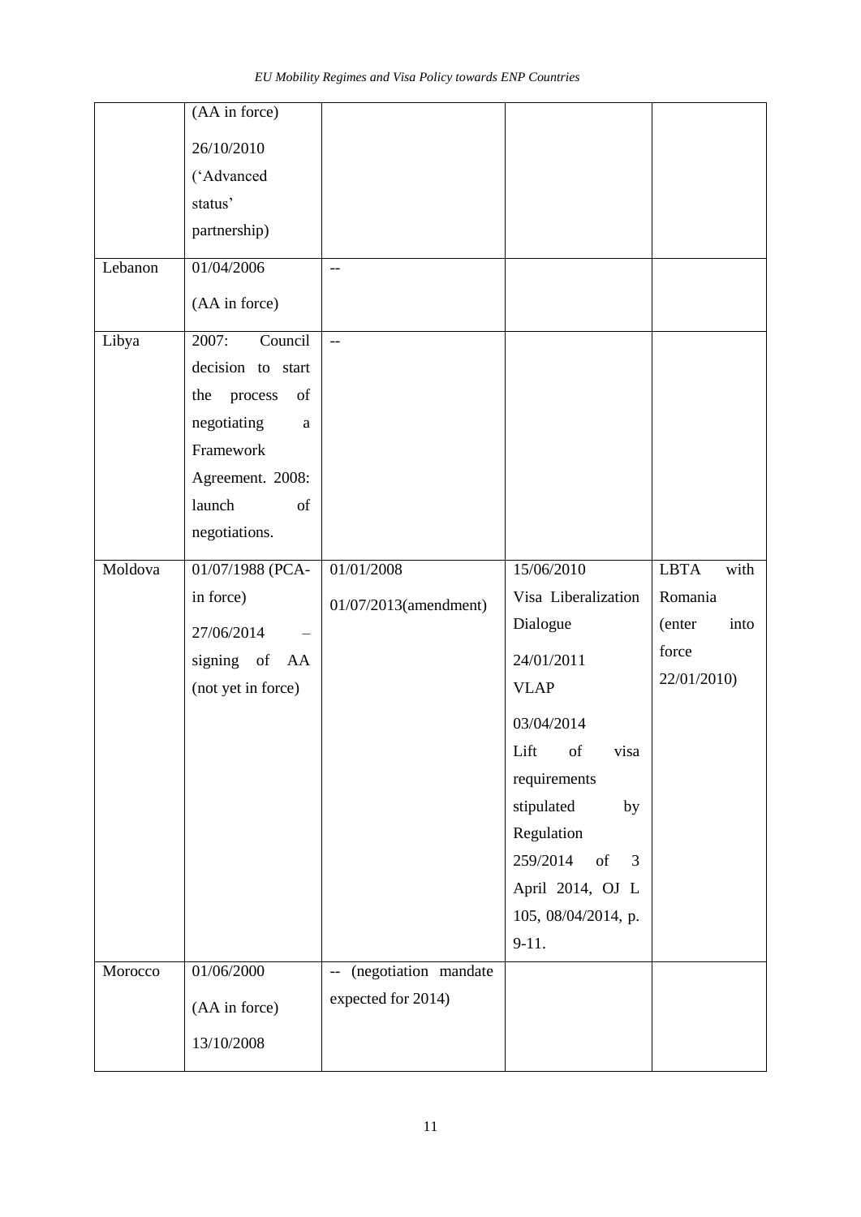| | | | | |
|---|---|---|---|---|
| | (AA in force) 26/10/2010 ('Advanced status' partnership) | | | |
| Lebanon | 01/04/2006 (AA in force) | -- | | |
| Libya | 2007: Council decision to start the process of negotiating a Framework Agreement. 2008: launch of negotiations. | -- | | |
| Moldova | 01/07/1988 (PCA-in force) 27/06/2014 – signing of AA (not yet in force) | 01/01/2008 01/07/2013(amendment) | 15/06/2010 Visa Liberalization Dialogue 24/01/2011 VLAP 03/04/2014 Lift of visa requirements stipulated by Regulation 259/2014 of 3 April 2014, OJ L 105, 08/04/2014, p. 9-11. | LBTA with Romania (enter into force 22/01/2010) |
| Morocco | 01/06/2000 (AA in force) 13/10/2008 | -- (negotiation mandate expected for 2014) | | |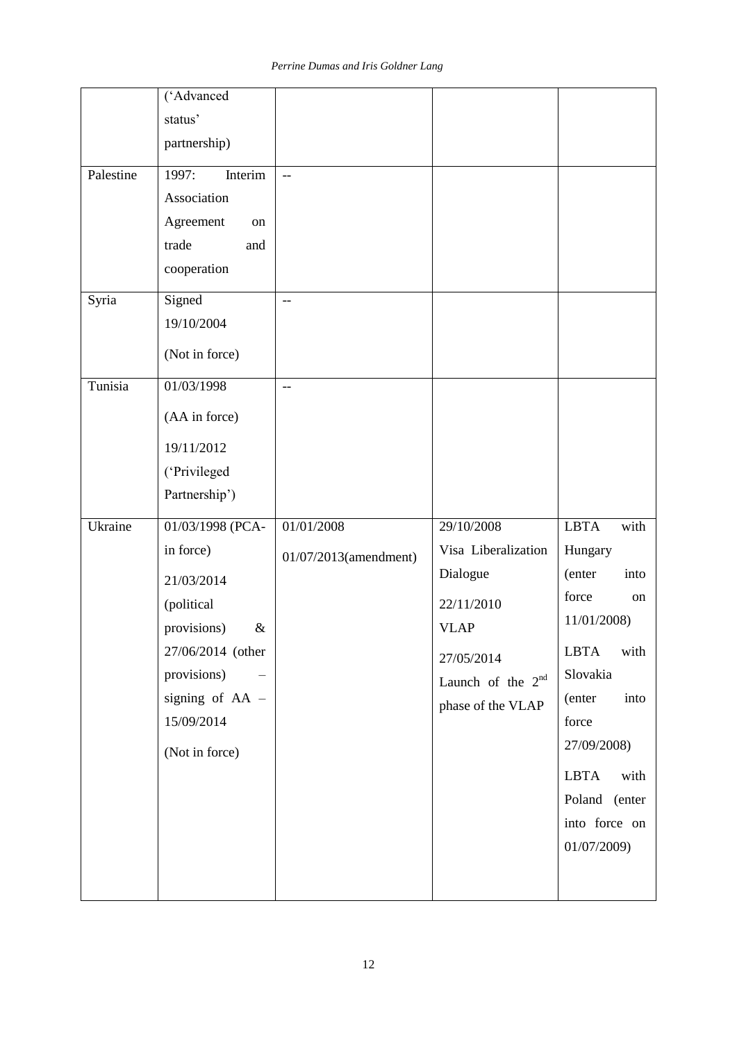|  | ('Advanced status' partnership) |  |  |  |
| --- | --- | --- | --- | --- |
| Palestine | 1997: Interim Association Agreement on trade and cooperation | -- |  |  |
| Syria | Signed 19/10/2004<br>(Not in force) | -- |  |  |
| Tunisia | 01/03/1998<br>(AA in force)<br>19/11/2012 ('Privileged Partnership') | -- |  |  |
| Ukraine | 01/03/1998 (PCA-in force)<br>21/03/2014 (political provisions) & 27/06/2014 (other provisions) – signing of AA – 15/09/2014<br>(Not in force) | 01/01/2008<br>01/07/2013(amendment) | 29/10/2008 Visa Liberalization Dialogue<br>22/11/2010 VLAP<br>27/05/2014 Launch of the 2nd phase of the VLAP | LBTA with Hungary (enter into force on 11/01/2008)<br>LBTA with Slovakia (enter into force 27/09/2008)<br>LBTA with Poland (enter into force on 01/07/2009) |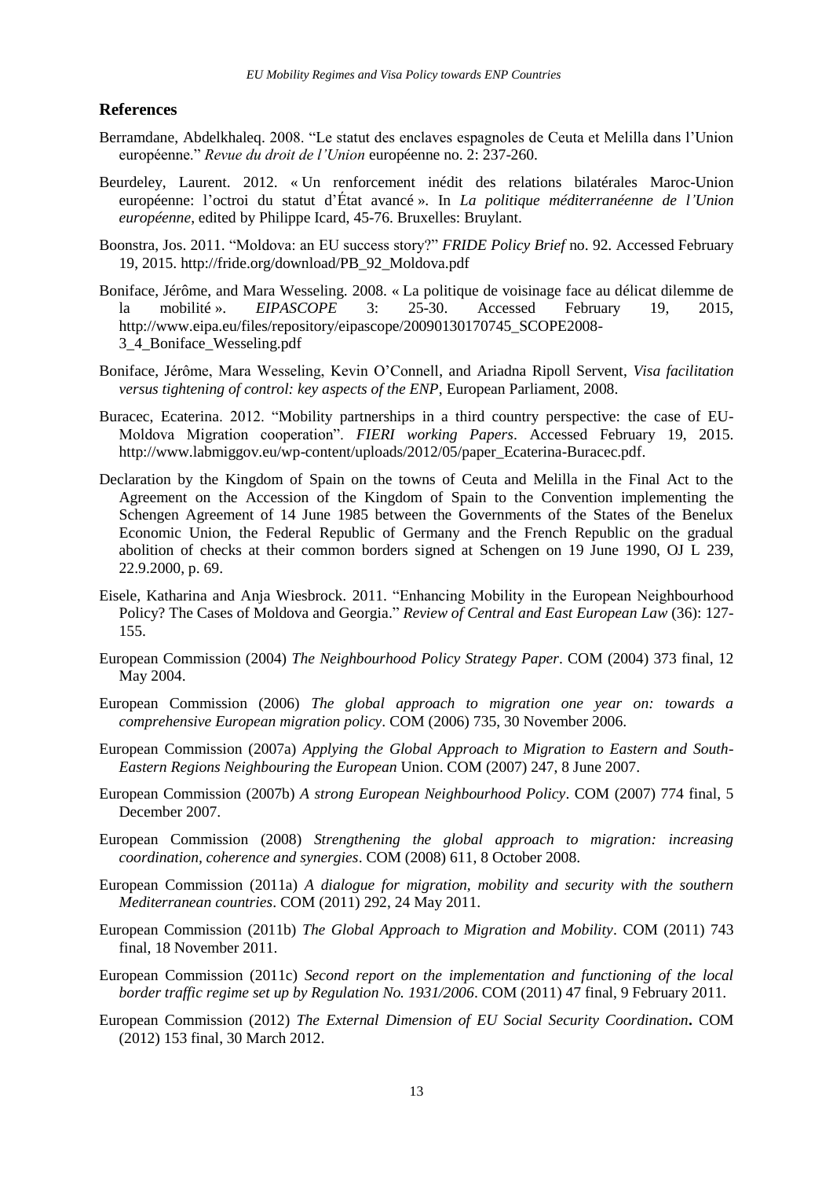## References

Berramdane, Abdelkhaleq. 2008. "Le statut des enclaves espagnoles de Ceuta et Melilla dans l'Union européenne." *Revue du droit de l'Union* européenne no. 2: 237-260.

Beurdeley, Laurent. 2012. « Un renforcement inédit des relations bilatérales Maroc-Union européenne: l'octroi du statut d'État avancé ». In *La politique méditerranéenne de l'Union européenne*, edited by Philippe Icard, 45-76. Bruxelles: Bruylant.

Boonstra, Jos. 2011. "Moldova: an EU success story?" *FRIDE Policy Brief* no. 92. Accessed February 19, 2015. http://fride.org/download/PB_92_Moldova.pdf

Boniface, Jérôme, and Mara Wesseling. 2008. « La politique de voisinage face au délicat dilemme de la mobilité ». *EIPASCOPE* 3: 25-30. Accessed February 19, 2015, http://www.eipa.eu/files/repository/eipascope/20090130170745_SCOPE2008-3_4_Boniface_Wesseling.pdf

Boniface, Jérôme, Mara Wesseling, Kevin O'Connell, and Ariadna Ripoll Servent, *Visa facilitation versus tightening of control: key aspects of the ENP*, European Parliament, 2008.

Buracec, Ecaterina. 2012. "Mobility partnerships in a third country perspective: the case of EU-Moldova Migration cooperation". *FIERI working Papers*. Accessed February 19, 2015. http://www.labmiggov.eu/wp-content/uploads/2012/05/paper_Ecaterina-Buracec.pdf.

Declaration by the Kingdom of Spain on the towns of Ceuta and Melilla in the Final Act to the Agreement on the Accession of the Kingdom of Spain to the Convention implementing the Schengen Agreement of 14 June 1985 between the Governments of the States of the Benelux Economic Union, the Federal Republic of Germany and the French Republic on the gradual abolition of checks at their common borders signed at Schengen on 19 June 1990, OJ L 239, 22.9.2000, p. 69.

Eisele, Katharina and Anja Wiesbrock. 2011. "Enhancing Mobility in the European Neighbourhood Policy? The Cases of Moldova and Georgia." *Review of Central and East European Law* (36): 127-155.

European Commission (2004) *The Neighbourhood Policy Strategy Paper*. COM (2004) 373 final, 12 May 2004.

European Commission (2006) *The global approach to migration one year on: towards a comprehensive European migration policy*. COM (2006) 735, 30 November 2006.

European Commission (2007a) *Applying the Global Approach to Migration to Eastern and South-Eastern Regions Neighbouring the European* Union. COM (2007) 247, 8 June 2007.

European Commission (2007b) *A strong European Neighbourhood Policy*. COM (2007) 774 final, 5 December 2007.

European Commission (2008) *Strengthening the global approach to migration: increasing coordination, coherence and synergies*. COM (2008) 611, 8 October 2008.

European Commission (2011a) *A dialogue for migration, mobility and security with the southern Mediterranean countries*. COM (2011) 292, 24 May 2011.

European Commission (2011b) *The Global Approach to Migration and Mobility*. COM (2011) 743 final, 18 November 2011.

European Commission (2011c) *Second report on the implementation and functioning of the local border traffic regime set up by Regulation No. 1931/2006*. COM (2011) 47 final, 9 February 2011.

European Commission (2012) *The External Dimension of EU Social Security Coordination***.** COM (2012) 153 final, 30 March 2012.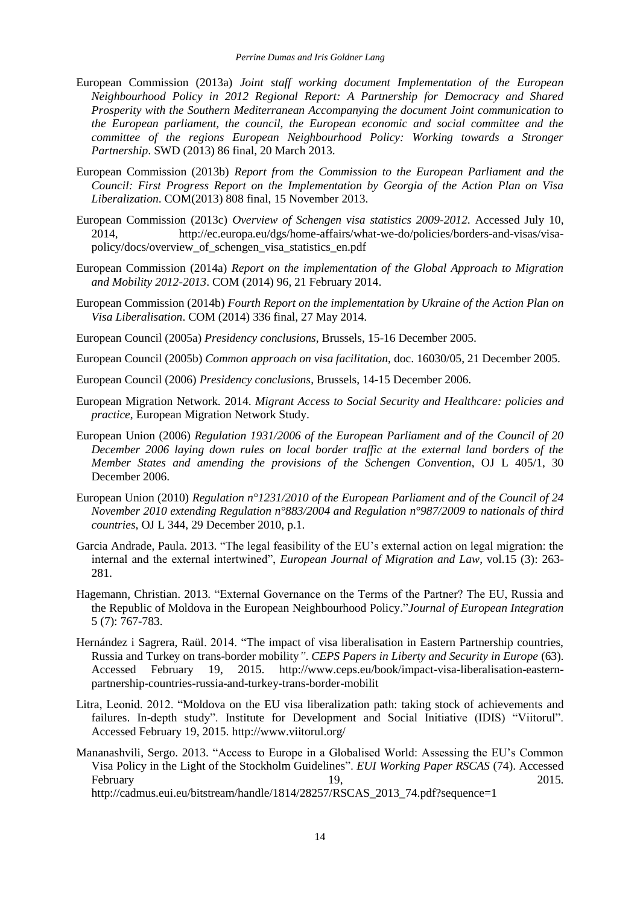European Commission (2013a) *Joint staff working document Implementation of the European Neighbourhood Policy in 2012 Regional Report: A Partnership for Democracy and Shared Prosperity with the Southern Mediterranean Accompanying the document Joint communication to the European parliament, the council, the European economic and social committee and the committee of the regions European Neighbourhood Policy: Working towards a Stronger Partnership*. SWD (2013) 86 final, 20 March 2013.

European Commission (2013b) *Report from the Commission to the European Parliament and the Council: First Progress Report on the Implementation by Georgia of the Action Plan on Visa Liberalization*. COM(2013) 808 final, 15 November 2013.

European Commission (2013c) *Overview of Schengen visa statistics 2009-2012*. Accessed July 10, 2014, http://ec.europa.eu/dgs/home-affairs/what-we-do/policies/borders-and-visas/visa-policy/docs/overview_of_schengen_visa_statistics_en.pdf

European Commission (2014a) *Report on the implementation of the Global Approach to Migration and Mobility 2012-2013*. COM (2014) 96, 21 February 2014.

European Commission (2014b) *Fourth Report on the implementation by Ukraine of the Action Plan on Visa Liberalisation*. COM (2014) 336 final, 27 May 2014.

European Council (2005a) *Presidency conclusions*, Brussels, 15-16 December 2005.

European Council (2005b) *Common approach on visa facilitation*, doc. 16030/05, 21 December 2005.

European Council (2006) *Presidency conclusions*, Brussels, 14-15 December 2006.

European Migration Network. 2014. *Migrant Access to Social Security and Healthcare: policies and practice*, European Migration Network Study.

European Union (2006) *Regulation 1931/2006 of the European Parliament and of the Council of 20 December 2006 laying down rules on local border traffic at the external land borders of the Member States and amending the provisions of the Schengen Convention*, OJ L 405/1, 30 December 2006.

European Union (2010) *Regulation n°1231/2010 of the European Parliament and of the Council of 24 November 2010 extending Regulation n°883/2004 and Regulation n°987/2009 to nationals of third countries*, OJ L 344, 29 December 2010, p.1.

Garcia Andrade, Paula. 2013. "The legal feasibility of the EU's external action on legal migration: the internal and the external intertwined", *European Journal of Migration and Law*, vol.15 (3): 263-281.

Hagemann, Christian. 2013. "External Governance on the Terms of the Partner? The EU, Russia and the Republic of Moldova in the European Neighbourhood Policy."*Journal of European Integration* 5 (7): 767-783.

Hernández i Sagrera, Raül. 2014. "The impact of visa liberalisation in Eastern Partnership countries, Russia and Turkey on trans-border mobility*". CEPS Papers in Liberty and Security in Europe* (63). Accessed February 19, 2015. http://www.ceps.eu/book/impact-visa-liberalisation-eastern-partnership-countries-russia-and-turkey-trans-border-mobilit

Litra, Leonid. 2012. "Moldova on the EU visa liberalization path: taking stock of achievements and failures. In-depth study". Institute for Development and Social Initiative (IDIS) "Viitorul". Accessed February 19, 2015. http://www.viitorul.org/

Mananashvili, Sergo. 2013. "Access to Europe in a Globalised World: Assessing the EU's Common Visa Policy in the Light of the Stockholm Guidelines". *EUI Working Paper RSCAS* (74). Accessed February 19, 2015. http://cadmus.eui.eu/bitstream/handle/1814/28257/RSCAS_2013_74.pdf?sequence=1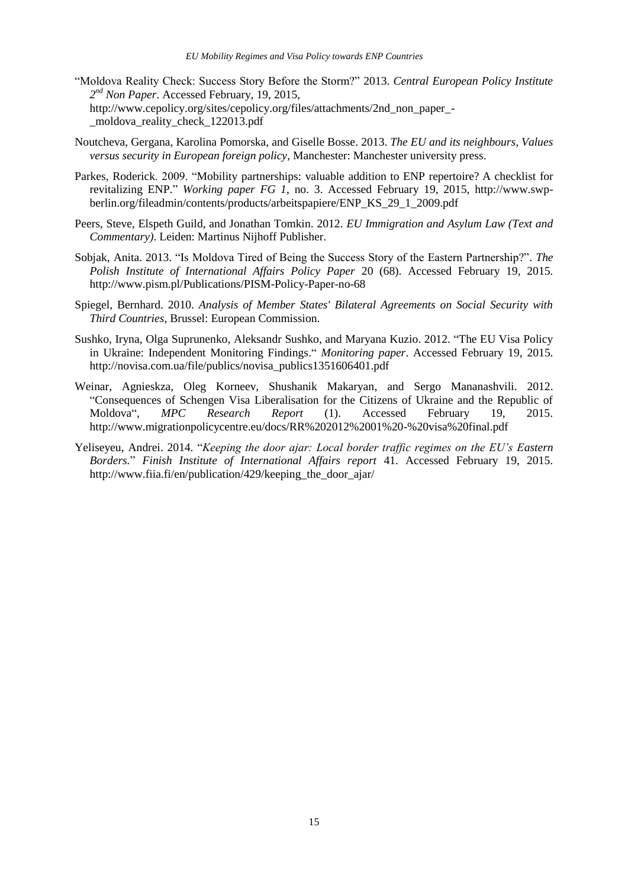"Moldova Reality Check: Success Story Before the Storm?" 2013. *Central European Policy Institute 2nd Non Paper*. Accessed February, 19, 2015, http://www.cepolicy.org/sites/cepolicy.org/files/attachments/2nd_non_paper_-_moldova_reality_check_122013.pdf

Noutcheva, Gergana, Karolina Pomorska, and Giselle Bosse. 2013. *The EU and its neighbours, Values versus security in European foreign policy*, Manchester: Manchester university press.

Parkes, Roderick. 2009. "Mobility partnerships: valuable addition to ENP repertoire? A checklist for revitalizing ENP." *Working paper FG 1*, no. 3. Accessed February 19, 2015, http://www.swp-berlin.org/fileadmin/contents/products/arbeitspapiere/ENP_KS_29_1_2009.pdf

Peers, Steve, Elspeth Guild, and Jonathan Tomkin. 2012. *EU Immigration and Asylum Law (Text and Commentary)*. Leiden: Martinus Nijhoff Publisher.

Sobjak, Anita. 2013. "Is Moldova Tired of Being the Success Story of the Eastern Partnership?". *The Polish Institute of International Affairs Policy Paper* 20 (68). Accessed February 19, 2015. http://www.pism.pl/Publications/PISM-Policy-Paper-no-68

Spiegel, Bernhard. 2010. *Analysis of Member States' Bilateral Agreements on Social Security with Third Countries*, Brussel: European Commission.

Sushko, Iryna, Olga Suprunenko, Aleksandr Sushko, and Maryana Kuzio. 2012. "The EU Visa Policy in Ukraine: Independent Monitoring Findings." *Monitoring paper*. Accessed February 19, 2015. http://novisa.com.ua/file/publics/novisa_publics1351606401.pdf

Weinar, Agnieskza, Oleg Korneev, Shushanik Makaryan, and Sergo Mananashvili. 2012. "Consequences of Schengen Visa Liberalisation for the Citizens of Ukraine and the Republic of Moldova", *MPC Research Report* (1). Accessed February 19, 2015. http://www.migrationpolicycentre.eu/docs/RR%202012%2001%20-%20visa%20final.pdf

Yeliseyeu, Andrei. 2014. "*Keeping the door ajar: Local border traffic regimes on the EU's Eastern Borders.*" *Finish Institute of International Affairs report* 41. Accessed February 19, 2015. http://www.fiia.fi/en/publication/429/keeping_the_door_ajar/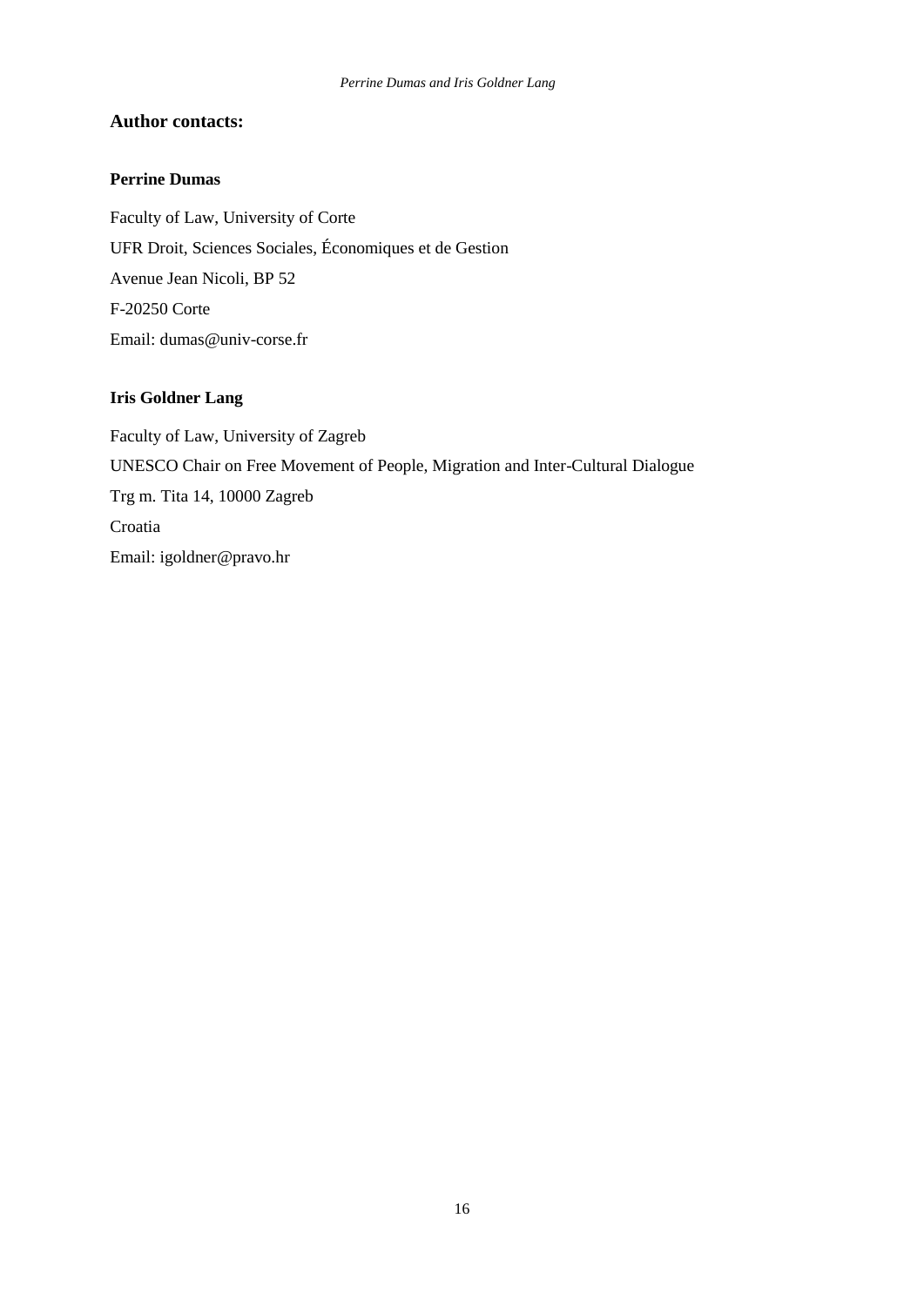## Author contacts:

**Perrine Dumas**

Faculty of Law, University of Corte

UFR Droit, Sciences Sociales, Économiques et de Gestion

Avenue Jean Nicoli, BP 52

F-20250 Corte

Email: dumas@univ-corse.fr

**Iris Goldner Lang**

Faculty of Law, University of Zagreb

UNESCO Chair on Free Movement of People, Migration and Inter-Cultural Dialogue

Trg m. Tita 14, 10000 Zagreb

Croatia

Email: igoldner@pravo.hr